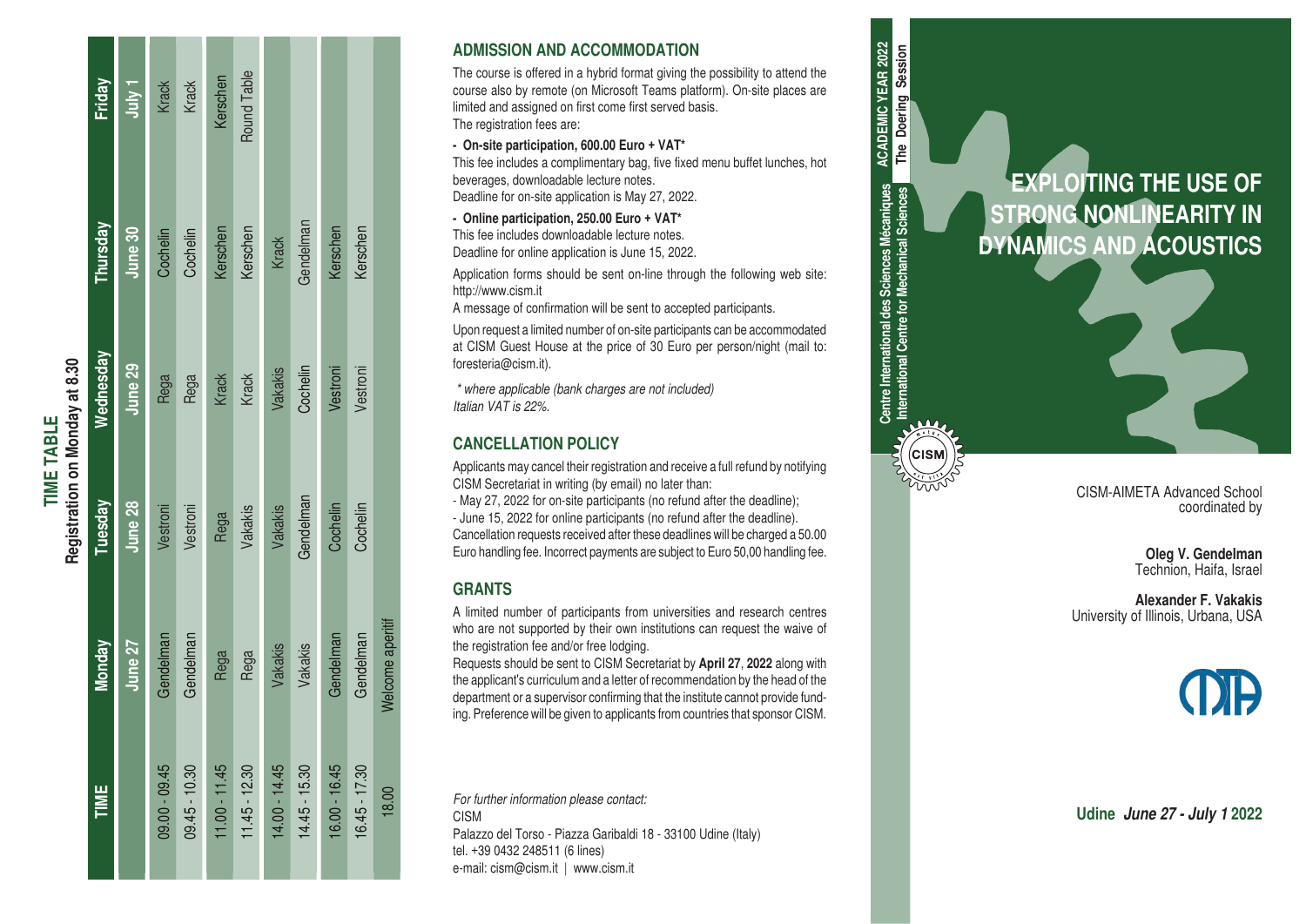# TIME TABLE

**Registration on Monday at 8.30**

| TIME | Monday | Tuesday | Wednesday | Thursday | Friday |
|---|---|---|---|---|---|
| | June 27 | June 28 | June 29 | June 30 | July 1 |
| 09.00 - 09.45 | Gendelman | Vestroni | Rega | Cochelin | Krack |
| 09.45 - 10.30 | Gendelman | Vestroni | Rega | Cochelin | Krack |
| 11.00 - 11.45 | Rega | Rega | Krack | Kerschen | Kerschen |
| 11.45 - 12.30 | Rega | Vakakis | Krack | Kerschen | Round Table |
| 14.00 - 14.45 | Vakakis | Vakakis | Vakakis | Krack | |
| 14.45 - 15.30 | Vakakis | Gendelman | Cochelin | Gendelman | |
| 16.00 - 16.45 | Gendelman | Cochelin | Vestroni | Kerschen | |
| 16.45 - 17.30 | Gendelman | Cochelin | Vestroni | Kerschen | |
| 18.00 | Welcome aperitif | | | | |

## ADMISSION AND ACCOMMODATION

The course is offered in a hybrid format giving the possibility to attend the course also by remote (on Microsoft Teams platform). On-site places are limited and assigned on first come first served basis.
The registration fees are:

**- On-site participation, 600.00 Euro + VAT\***
This fee includes a complimentary bag, five fixed menu buffet lunches, hot beverages, downloadable lecture notes.
Deadline for on-site application is May 27, 2022.

**- Online participation, 250.00 Euro + VAT\***
This fee includes downloadable lecture notes.
Deadline for online application is June 15, 2022.

Application forms should be sent on-line through the following web site: http://www.cism.it
A message of confirmation will be sent to accepted participants.

Upon request a limited number of on-site participants can be accommodated at CISM Guest House at the price of 30 Euro per person/night (mail to: foresteria@cism.it).

*\* where applicable (bank charges are not included)*
*Italian VAT is 22%.*

## CANCELLATION POLICY

Applicants may cancel their registration and receive a full refund by notifying CISM Secretariat in writing (by email) no later than:
- May 27, 2022 for on-site participants (no refund after the deadline);
- June 15, 2022 for online participants (no refund after the deadline).
Cancellation requests received after these deadlines will be charged a 50.00 Euro handling fee. Incorrect payments are subject to Euro 50,00 handling fee.

## GRANTS

A limited number of participants from universities and research centres who are not supported by their own institutions can request the waive of the registration fee and/or free lodging.
Requests should be sent to CISM Secretariat by **April 27, 2022** along with the applicant's curriculum and a letter of recommendation by the head of the department or a supervisor confirming that the institute cannot provide funding. Preference will be given to applicants from countries that sponsor CISM.

*For further information please contact:*
CISM
Palazzo del Torso - Piazza Garibaldi 18 - 33100 Udine (Italy)
tel. +39 0432 248511 (6 lines)
e-mail: cism@cism.it | www.cism.it

---

Centre International des Sciences Mécaniques
International Centre for Mechanical Sciences

**ACADEMIC YEAR 2022**
**The Doering Session**

# EXPLOITING THE USE OF STRONG NONLINEARITY IN DYNAMICS AND ACOUSTICS

CISM-AIMETA Advanced School
coordinated by

**Oleg V. Gendelman**
Technion, Haifa, Israel

**Alexander F. Vakakis**
University of Illinois, Urbana, USA

**Udine** ***June 27 - July 1*** **2022**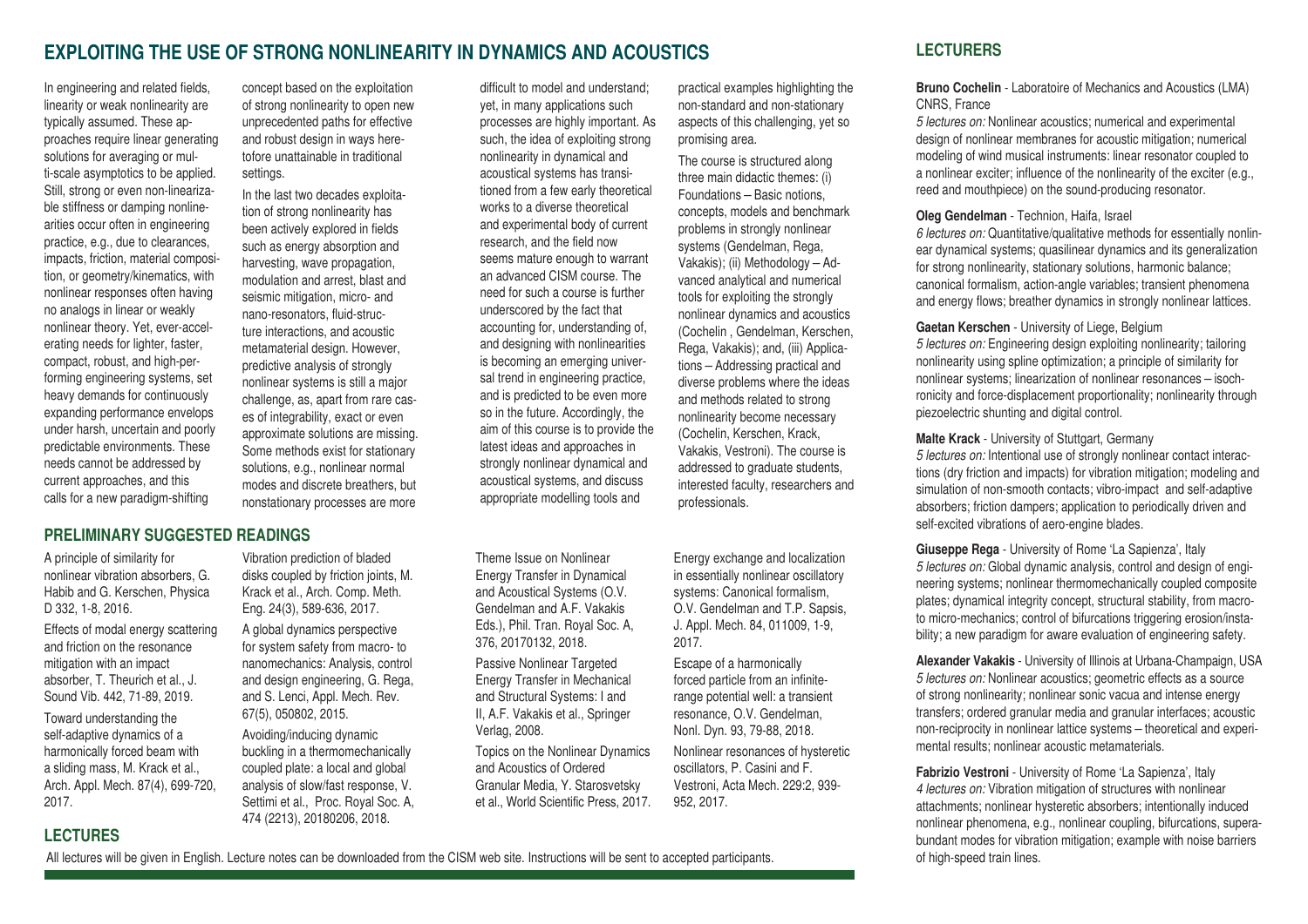## EXPLOITING THE USE OF STRONG NONLINEARITY IN DYNAMICS AND ACOUSTICS

In engineering and related fields, linearity or weak nonlinearity are typically assumed. These approaches require linear generating solutions for averaging or multi-scale asymptotics to be applied. Still, strong or even non-linearizable stiffness or damping nonlinearities occur often in engineering practice, e.g., due to clearances, impacts, friction, material composition, or geometry/kinematics, with nonlinear responses often having no analogs in linear or weakly nonlinear theory. Yet, ever-accelerating needs for lighter, faster, compact, robust, and high-performing engineering systems, set heavy demands for continuously expanding performance envelops under harsh, uncertain and poorly predictable environments. These needs cannot be addressed by current approaches, and this calls for a new paradigm-shifting concept based on the exploitation of strong nonlinearity to open new unprecedented paths for effective and robust design in ways heretofore unattainable in traditional settings.

In the last two decades exploitation of strong nonlinearity has been actively explored in fields such as energy absorption and harvesting, wave propagation, modulation and arrest, blast and seismic mitigation, micro- and nano-resonators, fluid-structure interactions, and acoustic metamaterial design. However, predictive analysis of strongly nonlinear systems is still a major challenge, as, apart from rare cases of integrability, exact or even approximate solutions are missing. Some methods exist for stationary solutions, e.g., nonlinear normal modes and discrete breathers, but nonstationary processes are more difficult to model and understand; yet, in many applications such processes are highly important. As such, the idea of exploiting strong nonlinearity in dynamical and acoustical systems has transitioned from a few early theoretical works to a diverse theoretical and experimental body of current research, and the field now seems mature enough to warrant an advanced CISM course. The need for such a course is further underscored by the fact that accounting for, understanding of, and designing with nonlinearities is becoming an emerging universal trend in engineering practice, and is predicted to be even more so in the future. Accordingly, the aim of this course is to provide the latest ideas and approaches in strongly nonlinear dynamical and acoustical systems, and discuss appropriate modelling tools and practical examples highlighting the non-standard and non-stationary aspects of this challenging, yet so promising area.

The course is structured along three main didactic themes: (i) Foundations – Basic notions, concepts, models and benchmark problems in strongly nonlinear systems (Gendelman, Rega, Vakakis); (ii) Methodology – Advanced analytical and numerical tools for exploiting the strongly nonlinear dynamics and acoustics (Cochelin , Gendelman, Kerschen, Rega, Vakakis); and, (iii) Applications – Addressing practical and diverse problems where the ideas and methods related to strong nonlinearity become necessary (Cochelin, Kerschen, Krack, Vakakis, Vestroni). The course is addressed to graduate students, interested faculty, researchers and professionals.

## PRELIMINARY SUGGESTED READINGS

A principle of similarity for nonlinear vibration absorbers, G. Habib and G. Kerschen, Physica D 332, 1-8, 2016.

Effects of modal energy scattering and friction on the resonance mitigation with an impact absorber, T. Theurich et al., J. Sound Vib. 442, 71-89, 2019.

Toward understanding the self-adaptive dynamics of a harmonically forced beam with a sliding mass, M. Krack et al., Arch. Appl. Mech. 87(4), 699-720, 2017.

Vibration prediction of bladed disks coupled by friction joints, M. Krack et al., Arch. Comp. Meth. Eng. 24(3), 589-636, 2017.

A global dynamics perspective for system safety from macro- to nanomechanics: Analysis, control and design engineering, G. Rega, and S. Lenci, Appl. Mech. Rev. 67(5), 050802, 2015.

Avoiding/inducing dynamic buckling in a thermomechanically coupled plate: a local and global analysis of slow/fast response, V. Settimi et al., Proc. Royal Soc. A, 474 (2213), 20180206, 2018.

Theme Issue on Nonlinear Energy Transfer in Dynamical and Acoustical Systems (O.V. Gendelman and A.F. Vakakis Eds.), Phil. Tran. Royal Soc. A, 376, 20170132, 2018.

Passive Nonlinear Targeted Energy Transfer in Mechanical and Structural Systems: I and II, A.F. Vakakis et al., Springer Verlag, 2008.

Topics on the Nonlinear Dynamics and Acoustics of Ordered Granular Media, Y. Starosvetsky et al., World Scientific Press, 2017.

Energy exchange and localization in essentially nonlinear oscillatory systems: Canonical formalism, O.V. Gendelman and T.P. Sapsis, J. Appl. Mech. 84, 011009, 1-9, 2017.

Escape of a harmonically forced particle from an infinite-range potential well: a transient resonance, O.V. Gendelman, Nonl. Dyn. 93, 79-88, 2018.

Nonlinear resonances of hysteretic oscillators, P. Casini and F. Vestroni, Acta Mech. 229:2, 939-952, 2017.

## LECTURES

All lectures will be given in English. Lecture notes can be downloaded from the CISM web site. Instructions will be sent to accepted participants.

## LECTURERS

**Bruno Cochelin** - Laboratoire of Mechanics and Acoustics (LMA) CNRS, France
*5 lectures on:* Nonlinear acoustics; numerical and experimental design of nonlinear membranes for acoustic mitigation; numerical modeling of wind musical instruments: linear resonator coupled to a nonlinear exciter; influence of the nonlinearity of the exciter (e.g., reed and mouthpiece) on the sound-producing resonator.

**Oleg Gendelman** - Technion, Haifa, Israel
*6 lectures on:* Quantitative/qualitative methods for essentially nonlinear dynamical systems; quasilinear dynamics and its generalization for strong nonlinearity, stationary solutions, harmonic balance; canonical formalism, action-angle variables; transient phenomena and energy flows; breather dynamics in strongly nonlinear lattices.

**Gaetan Kerschen** - University of Liege, Belgium
*5 lectures on:* Engineering design exploiting nonlinearity; tailoring nonlinearity using spline optimization; a principle of similarity for nonlinear systems; linearization of nonlinear resonances – isochronicity and force-displacement proportionality; nonlinearity through piezoelectric shunting and digital control.

**Malte Krack** - University of Stuttgart, Germany
*5 lectures on:* Intentional use of strongly nonlinear contact interactions (dry friction and impacts) for vibration mitigation; modeling and simulation of non-smooth contacts; vibro-impact and self-adaptive absorbers; friction dampers; application to periodically driven and self-excited vibrations of aero-engine blades.

**Giuseppe Rega** - University of Rome 'La Sapienza', Italy
*5 lectures on:* Global dynamic analysis, control and design of engineering systems; nonlinear thermomechanically coupled composite plates; dynamical integrity concept, structural stability, from macro- to micro-mechanics; control of bifurcations triggering erosion/instability; a new paradigm for aware evaluation of engineering safety.

**Alexander Vakakis** - University of Illinois at Urbana-Champaign, USA
*5 lectures on:* Nonlinear acoustics; geometric effects as a source of strong nonlinearity; nonlinear sonic vacua and intense energy transfers; ordered granular media and granular interfaces; acoustic non-reciprocity in nonlinear lattice systems – theoretical and experimental results; nonlinear acoustic metamaterials.

**Fabrizio Vestroni** - University of Rome 'La Sapienza', Italy
*4 lectures on:* Vibration mitigation of structures with nonlinear attachments; nonlinear hysteretic absorbers; intentionally induced nonlinear phenomena, e.g., nonlinear coupling, bifurcations, superabundant modes for vibration mitigation; example with noise barriers of high-speed train lines.